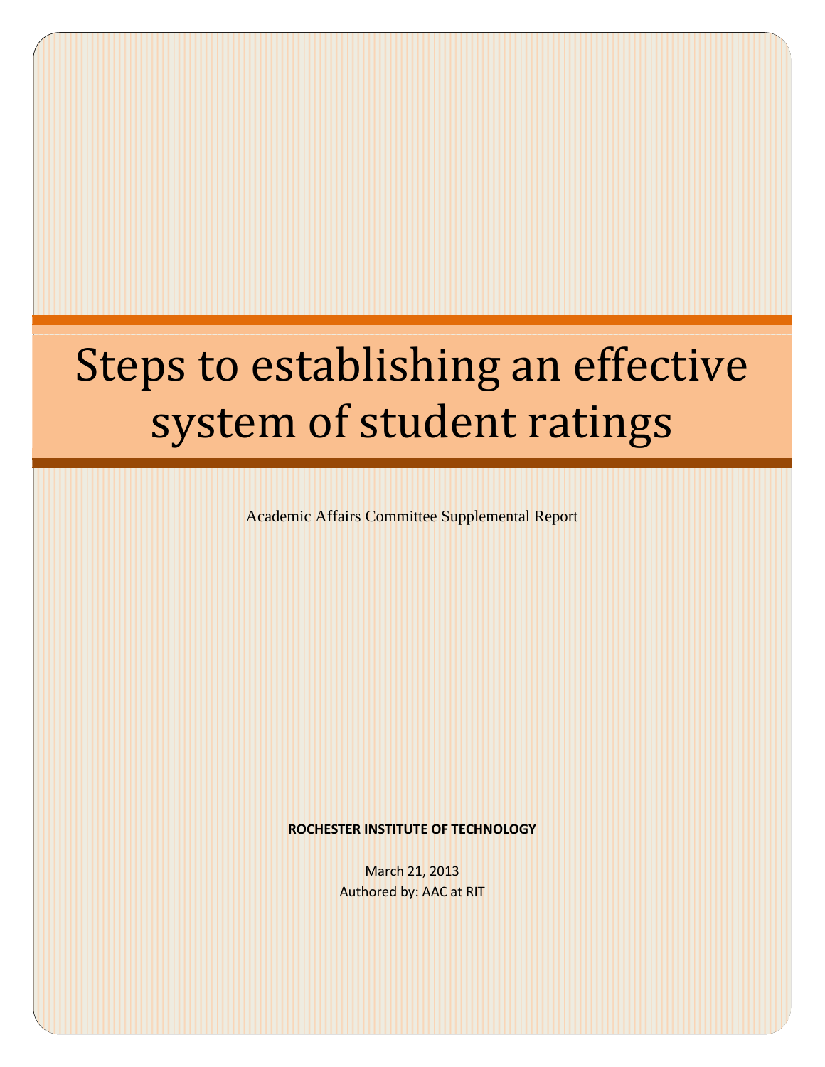# Steps to establishing an effective system of student ratings

Academic Affairs Committee Supplemental Report

**ROCHESTER INSTITUTE OF TECHNOLOGY**

March 21, 2013

Authored by: AAC at RIT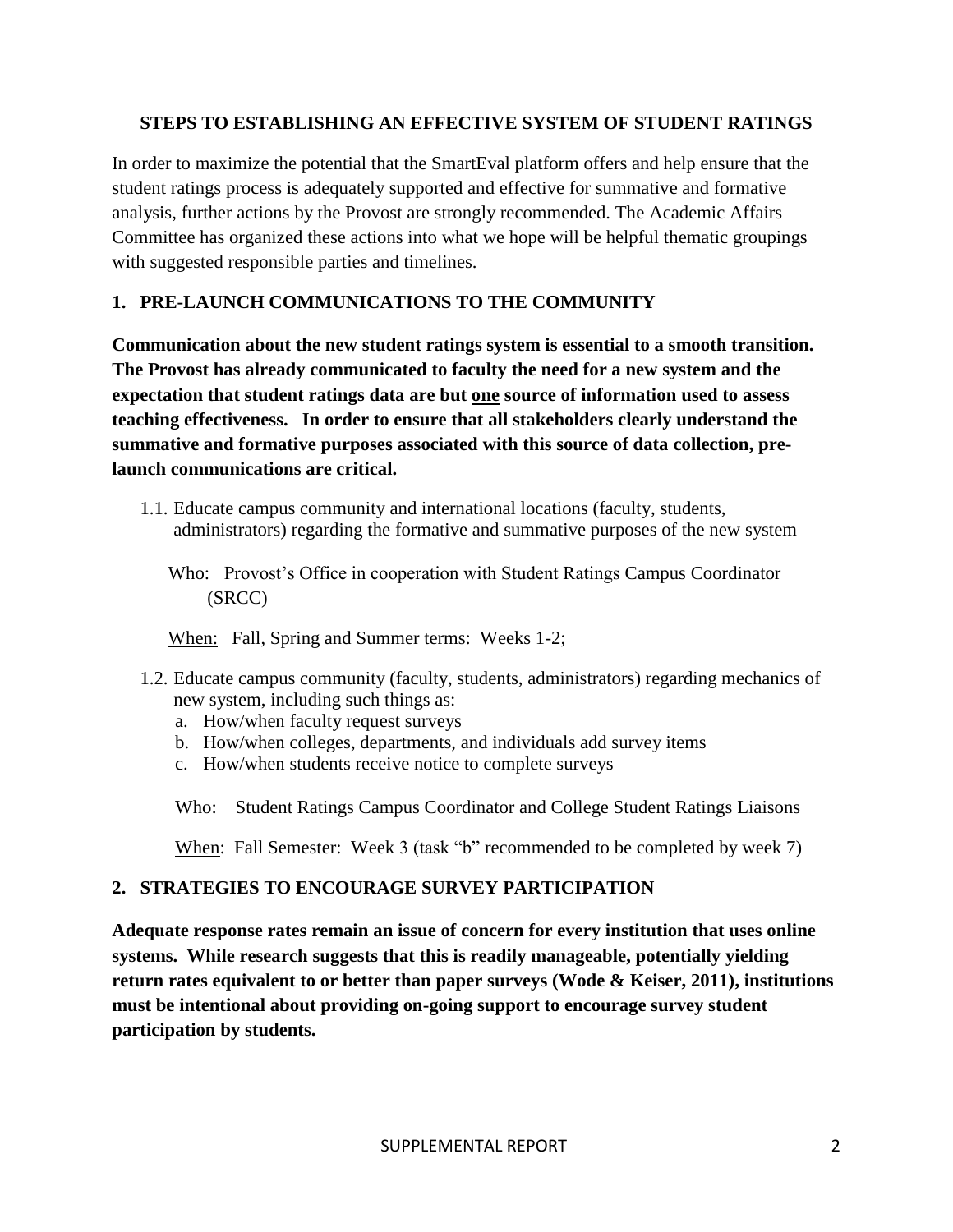## STEPS TO ESTABLISHING AN EFFECTIVE SYSTEM OF STUDENT RATINGS

In order to maximize the potential that the SmartEval platform offers and help ensure that the student ratings process is adequately supported and effective for summative and formative analysis, further actions by the Provost are strongly recommended. The Academic Affairs Committee has organized these actions into what we hope will be helpful thematic groupings with suggested responsible parties and timelines.

### 1. PRE-LAUNCH COMMUNICATIONS TO THE COMMUNITY

**Communication about the new student ratings system is essential to a smooth transition. The Provost has already communicated to faculty the need for a new system and the expectation that student ratings data are but <u>one</u> source of information used to assess teaching effectiveness. In order to ensure that all stakeholders clearly understand the summative and formative purposes associated with this source of data collection, pre-launch communications are critical.**

1.1. Educate campus community and international locations (faculty, students, administrators) regarding the formative and summative purposes of the new system

<u>Who:</u> Provost's Office in cooperation with Student Ratings Campus Coordinator (SRCC)

<u>When:</u> Fall, Spring and Summer terms: Weeks 1-2;

1.2. Educate campus community (faculty, students, administrators) regarding mechanics of new system, including such things as:
   a. How/when faculty request surveys
   b. How/when colleges, departments, and individuals add survey items
   c. How/when students receive notice to complete surveys

<u>Who</u>: Student Ratings Campus Coordinator and College Student Ratings Liaisons

<u>When</u>: Fall Semester: Week 3 (task "b" recommended to be completed by week 7)

### 2. STRATEGIES TO ENCOURAGE SURVEY PARTICIPATION

**Adequate response rates remain an issue of concern for every institution that uses online systems. While research suggests that this is readily manageable, potentially yielding return rates equivalent to or better than paper surveys (Wode & Keiser, 2011), institutions must be intentional about providing on-going support to encourage survey student participation by students.**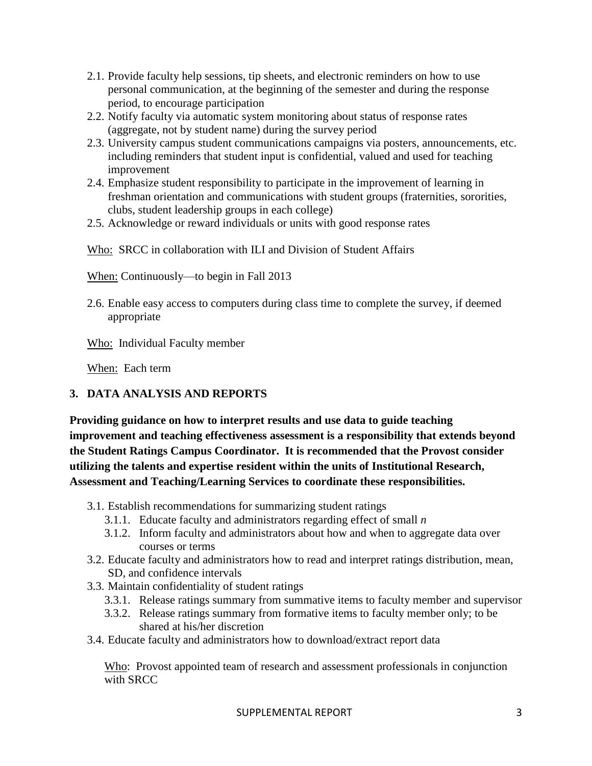2.1. Provide faculty help sessions, tip sheets, and electronic reminders on how to use personal communication, at the beginning of the semester and during the response period, to encourage participation
2.2. Notify faculty via automatic system monitoring about status of response rates (aggregate, not by student name) during the survey period
2.3. University campus student communications campaigns via posters, announcements, etc. including reminders that student input is confidential, valued and used for teaching improvement
2.4. Emphasize student responsibility to participate in the improvement of learning in freshman orientation and communications with student groups (fraternities, sororities, clubs, student leadership groups in each college)
2.5. Acknowledge or reward individuals or units with good response rates

<u>Who:</u> SRCC in collaboration with ILI and Division of Student Affairs

<u>When:</u> Continuously—to begin in Fall 2013

2.6. Enable easy access to computers during class time to complete the survey, if deemed appropriate

<u>Who:</u> Individual Faculty member

<u>When:</u> Each term

## 3. DATA ANALYSIS AND REPORTS

**Providing guidance on how to interpret results and use data to guide teaching improvement and teaching effectiveness assessment is a responsibility that extends beyond the Student Ratings Campus Coordinator. It is recommended that the Provost consider utilizing the talents and expertise resident within the units of Institutional Research, Assessment and Teaching/Learning Services to coordinate these responsibilities.**

3.1. Establish recommendations for summarizing student ratings
    3.1.1. Educate faculty and administrators regarding effect of small $n$
    3.1.2. Inform faculty and administrators about how and when to aggregate data over courses or terms
3.2. Educate faculty and administrators how to read and interpret ratings distribution, mean, SD, and confidence intervals
3.3. Maintain confidentiality of student ratings
    3.3.1. Release ratings summary from summative items to faculty member and supervisor
    3.3.2. Release ratings summary from formative items to faculty member only; to be shared at his/her discretion
3.4. Educate faculty and administrators how to download/extract report data

<u>Who</u>: Provost appointed team of research and assessment professionals in conjunction with SRCC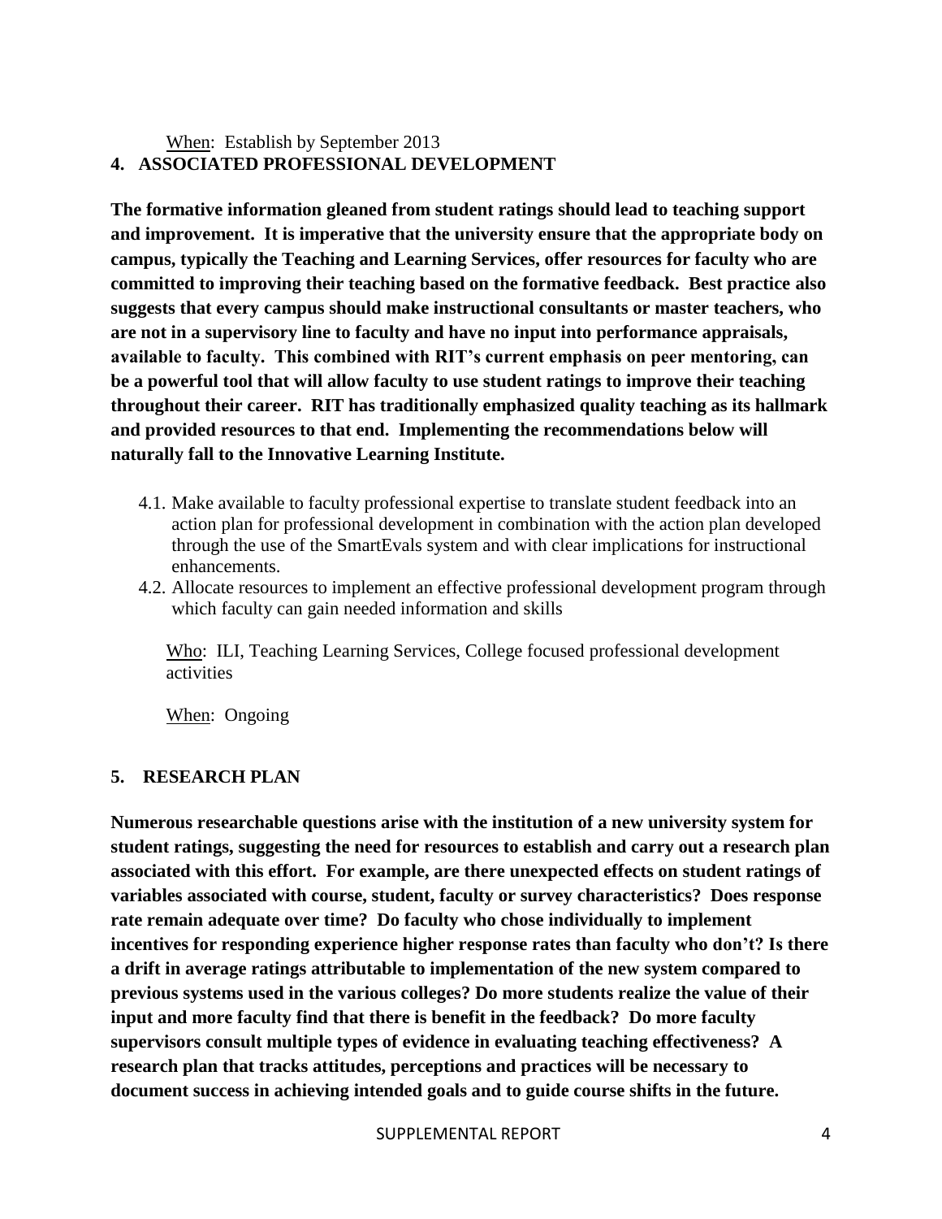<u>When</u>: Establish by September 2013

## 4. ASSOCIATED PROFESSIONAL DEVELOPMENT

**The formative information gleaned from student ratings should lead to teaching support and improvement. It is imperative that the university ensure that the appropriate body on campus, typically the Teaching and Learning Services, offer resources for faculty who are committed to improving their teaching based on the formative feedback. Best practice also suggests that every campus should make instructional consultants or master teachers, who are not in a supervisory line to faculty and have no input into performance appraisals, available to faculty. This combined with RIT's current emphasis on peer mentoring, can be a powerful tool that will allow faculty to use student ratings to improve their teaching throughout their career. RIT has traditionally emphasized quality teaching as its hallmark and provided resources to that end. Implementing the recommendations below will naturally fall to the Innovative Learning Institute.**

4.1. Make available to faculty professional expertise to translate student feedback into an action plan for professional development in combination with the action plan developed through the use of the SmartEvals system and with clear implications for instructional enhancements.

4.2. Allocate resources to implement an effective professional development program through which faculty can gain needed information and skills

<u>Who</u>: ILI, Teaching Learning Services, College focused professional development activities

<u>When</u>: Ongoing

## 5. RESEARCH PLAN

**Numerous researchable questions arise with the institution of a new university system for student ratings, suggesting the need for resources to establish and carry out a research plan associated with this effort. For example, are there unexpected effects on student ratings of variables associated with course, student, faculty or survey characteristics? Does response rate remain adequate over time? Do faculty who chose individually to implement incentives for responding experience higher response rates than faculty who don't? Is there a drift in average ratings attributable to implementation of the new system compared to previous systems used in the various colleges? Do more students realize the value of their input and more faculty find that there is benefit in the feedback? Do more faculty supervisors consult multiple types of evidence in evaluating teaching effectiveness? A research plan that tracks attitudes, perceptions and practices will be necessary to document success in achieving intended goals and to guide course shifts in the future.**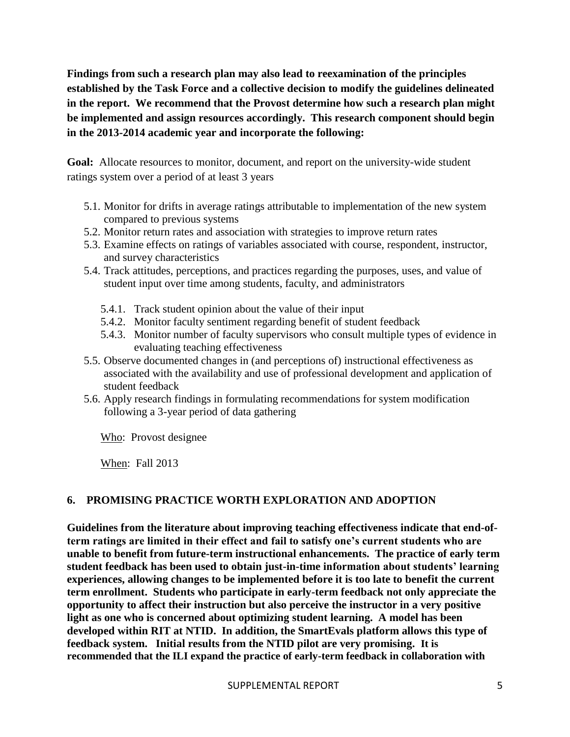**Findings from such a research plan may also lead to reexamination of the principles established by the Task Force and a collective decision to modify the guidelines delineated in the report. We recommend that the Provost determine how such a research plan might be implemented and assign resources accordingly. This research component should begin in the 2013-2014 academic year and incorporate the following:**

**Goal:** Allocate resources to monitor, document, and report on the university-wide student ratings system over a period of at least 3 years

- 5.1. Monitor for drifts in average ratings attributable to implementation of the new system compared to previous systems
- 5.2. Monitor return rates and association with strategies to improve return rates
- 5.3. Examine effects on ratings of variables associated with course, respondent, instructor, and survey characteristics
- 5.4. Track attitudes, perceptions, and practices regarding the purposes, uses, and value of student input over time among students, faculty, and administrators
  - 5.4.1. Track student opinion about the value of their input
  - 5.4.2. Monitor faculty sentiment regarding benefit of student feedback
  - 5.4.3. Monitor number of faculty supervisors who consult multiple types of evidence in evaluating teaching effectiveness
- 5.5. Observe documented changes in (and perceptions of) instructional effectiveness as associated with the availability and use of professional development and application of student feedback
- 5.6. Apply research findings in formulating recommendations for system modification following a 3-year period of data gathering

Who: Provost designee

When: Fall 2013

## 6. PROMISING PRACTICE WORTH EXPLORATION AND ADOPTION

**Guidelines from the literature about improving teaching effectiveness indicate that end-of-term ratings are limited in their effect and fail to satisfy one's current students who are unable to benefit from future-term instructional enhancements. The practice of early term student feedback has been used to obtain just-in-time information about students' learning experiences, allowing changes to be implemented before it is too late to benefit the current term enrollment. Students who participate in early-term feedback not only appreciate the opportunity to affect their instruction but also perceive the instructor in a very positive light as one who is concerned about optimizing student learning. A model has been developed within RIT at NTID. In addition, the SmartEvals platform allows this type of feedback system. Initial results from the NTID pilot are very promising. It is recommended that the ILI expand the practice of early-term feedback in collaboration with**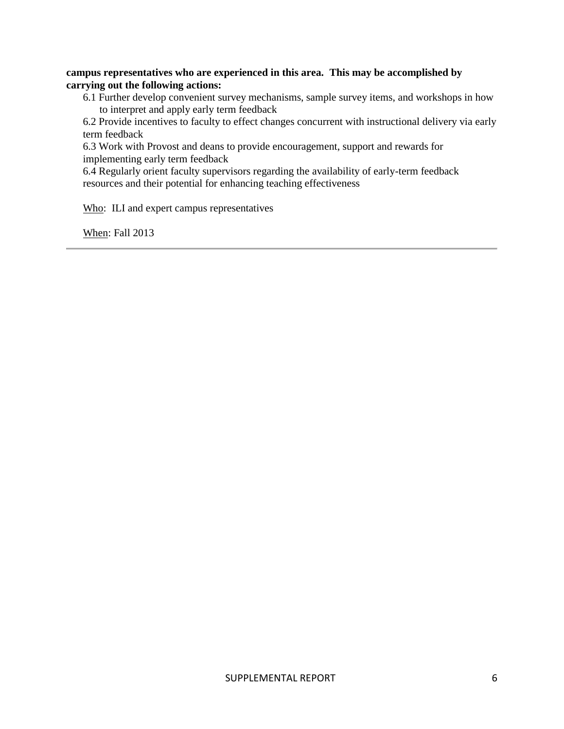**campus representatives who are experienced in this area. This may be accomplished by carrying out the following actions:**

6.1 Further develop convenient survey mechanisms, sample survey items, and workshops in how to interpret and apply early term feedback

6.2 Provide incentives to faculty to effect changes concurrent with instructional delivery via early term feedback

6.3 Work with Provost and deans to provide encouragement, support and rewards for implementing early term feedback

6.4 Regularly orient faculty supervisors regarding the availability of early-term feedback resources and their potential for enhancing teaching effectiveness

Who: ILI and expert campus representatives

When: Fall 2013